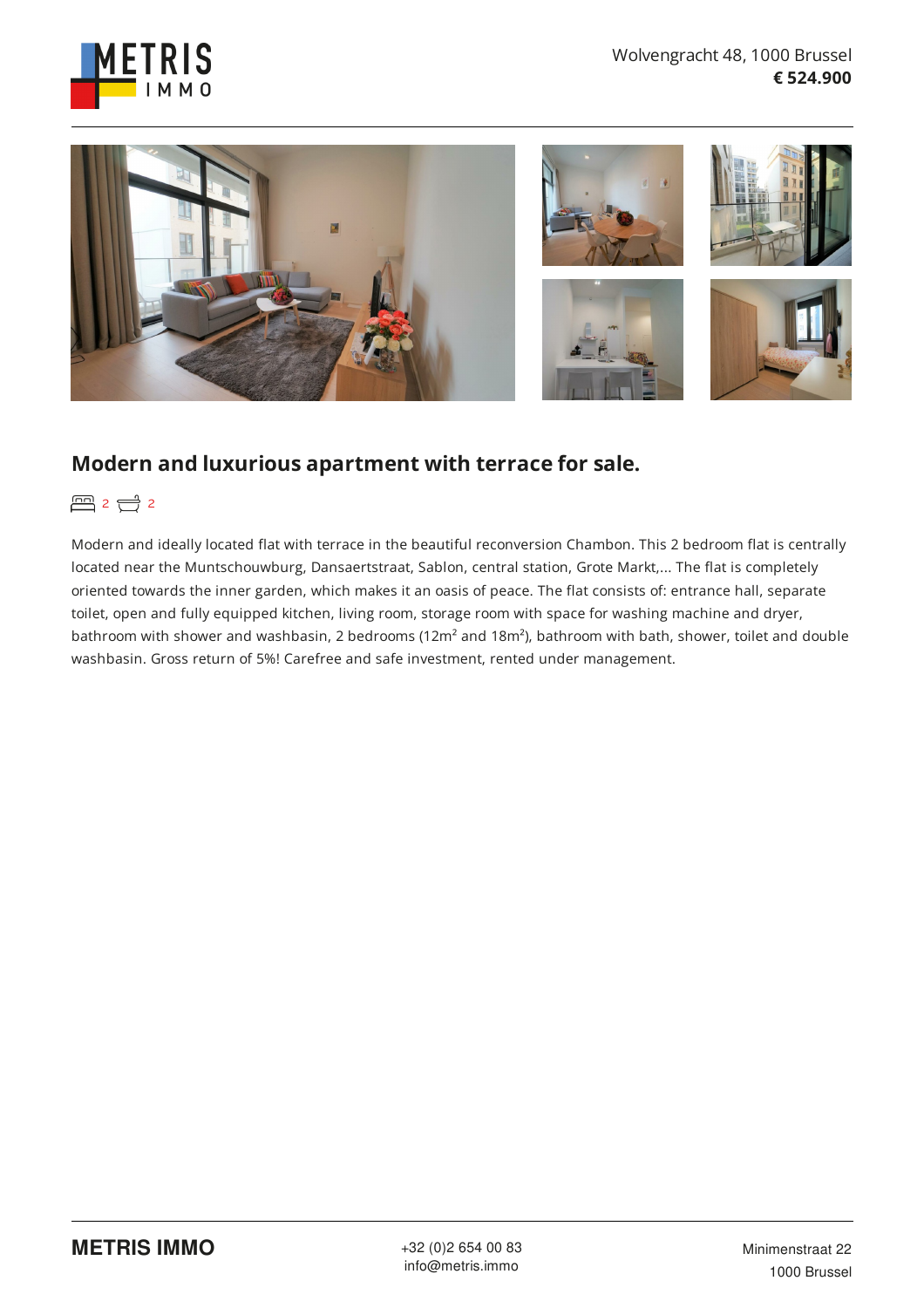Wolvengracht 48, 1000 Brussel
**€ 524.900**

## Modern and luxurious apartment with terrace for sale.

2 2

Modern and ideally located flat with terrace in the beautiful reconversion Chambon. This 2 bedroom flat is centrally located near the Muntschouwburg, Dansaertstraat, Sablon, central station, Grote Markt,... The flat is completely oriented towards the inner garden, which makes it an oasis of peace. The flat consists of: entrance hall, separate toilet, open and fully equipped kitchen, living room, storage room with space for washing machine and dryer, bathroom with shower and washbasin, 2 bedrooms (12m² and 18m²), bathroom with bath, shower, toilet and double washbasin. Gross return of 5%! Carefree and safe investment, rented under management.

**METRIS IMMO**

+32 (0)2 654 00 83
info@metris.immo

Minimenstraat 22
1000 Brussel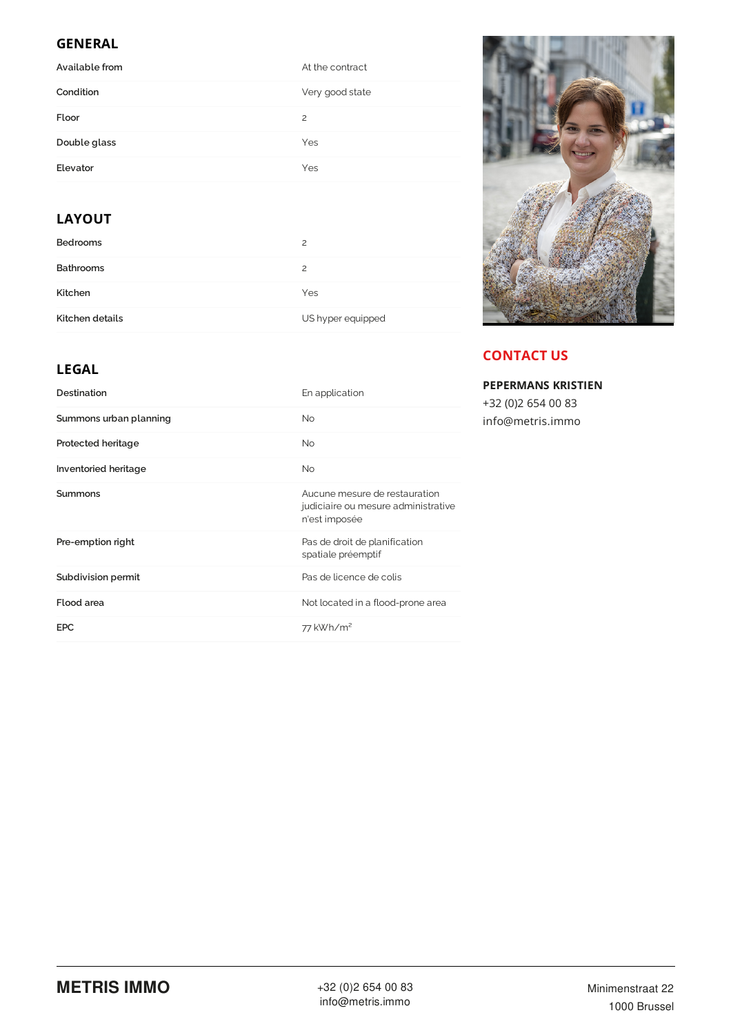## GENERAL

| | |
|---|---|
| Available from | At the contract |
| Condition | Very good state |
| Floor | 2 |
| Double glass | Yes |
| Elevator | Yes |

## LAYOUT

| | |
|---|---|
| Bedrooms | 2 |
| Bathrooms | 2 |
| Kitchen | Yes |
| Kitchen details | US hyper equipped |

## LEGAL

| | |
|---|---|
| Destination | En application |
| Summons urban planning | No |
| Protected heritage | No |
| Inventoried heritage | No |
| Summons | Aucune mesure de restauration judiciaire ou mesure administrative n'est imposée |
| Pre-emption right | Pas de droit de planification spatiale préemptif |
| Subdivision permit | Pas de licence de colis |
| Flood area | Not located in a flood-prone area |
| EPC | 77 kWh/m² |

## CONTACT US

**PEPERMANS KRISTIEN**
+32 (0)2 654 00 83
info@metris.immo

**METRIS IMMO**

+32 (0)2 654 00 83
info@metris.immo

Minimenstraat 22
1000 Brussel